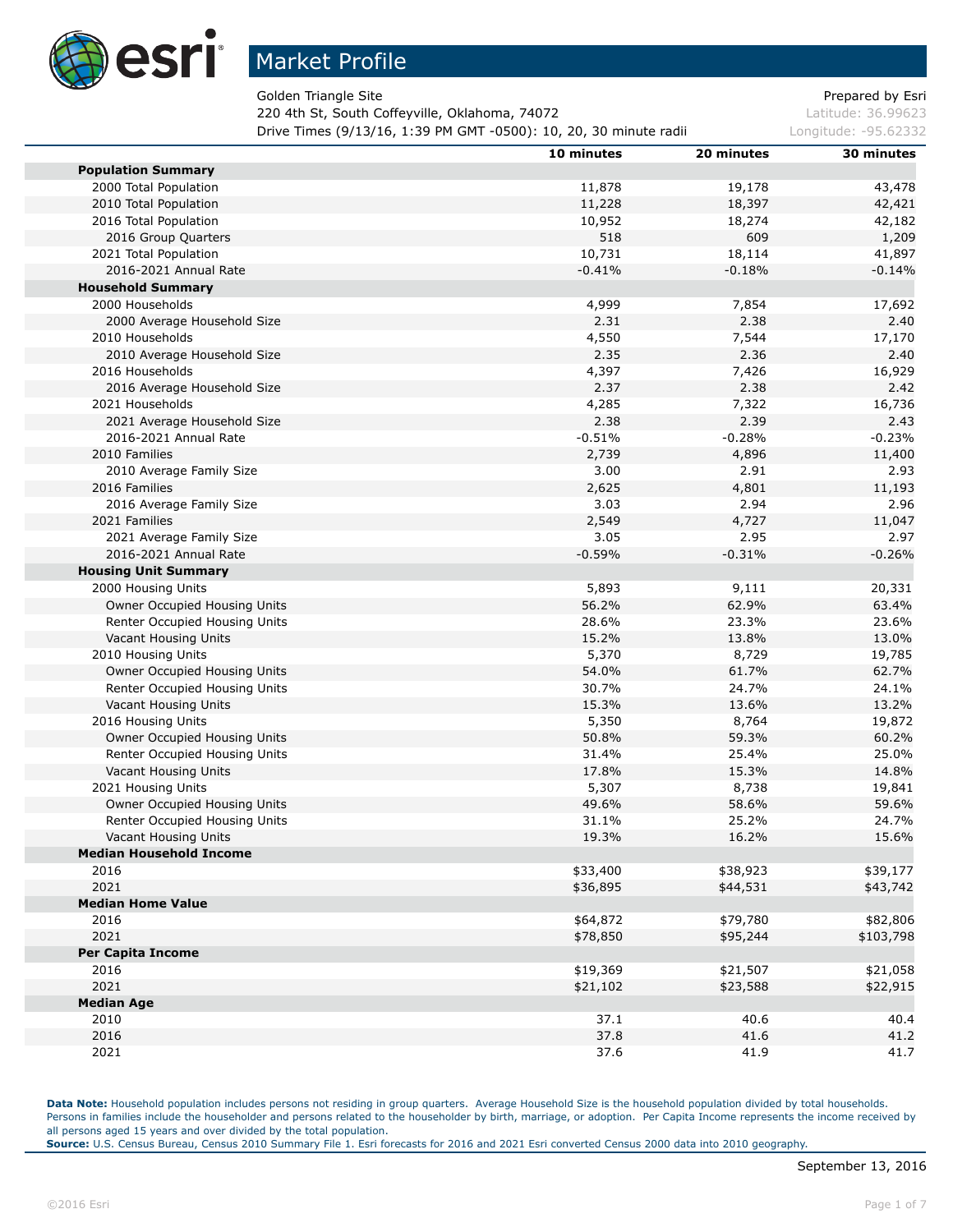# Market Profile

Golden Triangle Site  
220 4th St, South Coffeyville, Oklahoma, 74072  
Drive Times (9/13/16, 1:39 PM GMT -0500): 10, 20, 30 minute radii

Prepared by Esri  
Latitude: 36.99623  
Longitude: -95.62332

| | 10 minutes | 20 minutes | 30 minutes |
|---|---|---|---|
| **Population Summary** | | | |
| 2000 Total Population | 11,878 | 19,178 | 43,478 |
| 2010 Total Population | 11,228 | 18,397 | 42,421 |
| 2016 Total Population | 10,952 | 18,274 | 42,182 |
| 2016 Group Quarters | 518 | 609 | 1,209 |
| 2021 Total Population | 10,731 | 18,114 | 41,897 |
| 2016-2021 Annual Rate | -0.41% | -0.18% | -0.14% |
| **Household Summary** | | | |
| 2000 Households | 4,999 | 7,854 | 17,692 |
| 2000 Average Household Size | 2.31 | 2.38 | 2.40 |
| 2010 Households | 4,550 | 7,544 | 17,170 |
| 2010 Average Household Size | 2.35 | 2.36 | 2.40 |
| 2016 Households | 4,397 | 7,426 | 16,929 |
| 2016 Average Household Size | 2.37 | 2.38 | 2.42 |
| 2021 Households | 4,285 | 7,322 | 16,736 |
| 2021 Average Household Size | 2.38 | 2.39 | 2.43 |
| 2016-2021 Annual Rate | -0.51% | -0.28% | -0.23% |
| 2010 Families | 2,739 | 4,896 | 11,400 |
| 2010 Average Family Size | 3.00 | 2.91 | 2.93 |
| 2016 Families | 2,625 | 4,801 | 11,193 |
| 2016 Average Family Size | 3.03 | 2.94 | 2.96 |
| 2021 Families | 2,549 | 4,727 | 11,047 |
| 2021 Average Family Size | 3.05 | 2.95 | 2.97 |
| 2016-2021 Annual Rate | -0.59% | -0.31% | -0.26% |
| **Housing Unit Summary** | | | |
| 2000 Housing Units | 5,893 | 9,111 | 20,331 |
| Owner Occupied Housing Units | 56.2% | 62.9% | 63.4% |
| Renter Occupied Housing Units | 28.6% | 23.3% | 23.6% |
| Vacant Housing Units | 15.2% | 13.8% | 13.0% |
| 2010 Housing Units | 5,370 | 8,729 | 19,785 |
| Owner Occupied Housing Units | 54.0% | 61.7% | 62.7% |
| Renter Occupied Housing Units | 30.7% | 24.7% | 24.1% |
| Vacant Housing Units | 15.3% | 13.6% | 13.2% |
| 2016 Housing Units | 5,350 | 8,764 | 19,872 |
| Owner Occupied Housing Units | 50.8% | 59.3% | 60.2% |
| Renter Occupied Housing Units | 31.4% | 25.4% | 25.0% |
| Vacant Housing Units | 17.8% | 15.3% | 14.8% |
| 2021 Housing Units | 5,307 | 8,738 | 19,841 |
| Owner Occupied Housing Units | 49.6% | 58.6% | 59.6% |
| Renter Occupied Housing Units | 31.1% | 25.2% | 24.7% |
| Vacant Housing Units | 19.3% | 16.2% | 15.6% |
| **Median Household Income** | | | |
| 2016 | $33,400 | $38,923 | $39,177 |
| 2021 | $36,895 | $44,531 | $43,742 |
| **Median Home Value** | | | |
| 2016 | $64,872 | $79,780 | $82,806 |
| 2021 | $78,850 | $95,244 | $103,798 |
| **Per Capita Income** | | | |
| 2016 | $19,369 | $21,507 | $21,058 |
| 2021 | $21,102 | $23,588 | $22,915 |
| **Median Age** | | | |
| 2010 | 37.1 | 40.6 | 40.4 |
| 2016 | 37.8 | 41.6 | 41.2 |
| 2021 | 37.6 | 41.9 | 41.7 |

**Data Note:** Household population includes persons not residing in group quarters. Average Household Size is the household population divided by total households. Persons in families include the householder and persons related to the householder by birth, marriage, or adoption. Per Capita Income represents the income received by all persons aged 15 years and over divided by the total population.
**Source:** U.S. Census Bureau, Census 2010 Summary File 1. Esri forecasts for 2016 and 2021 Esri converted Census 2000 data into 2010 geography.

September 13, 2016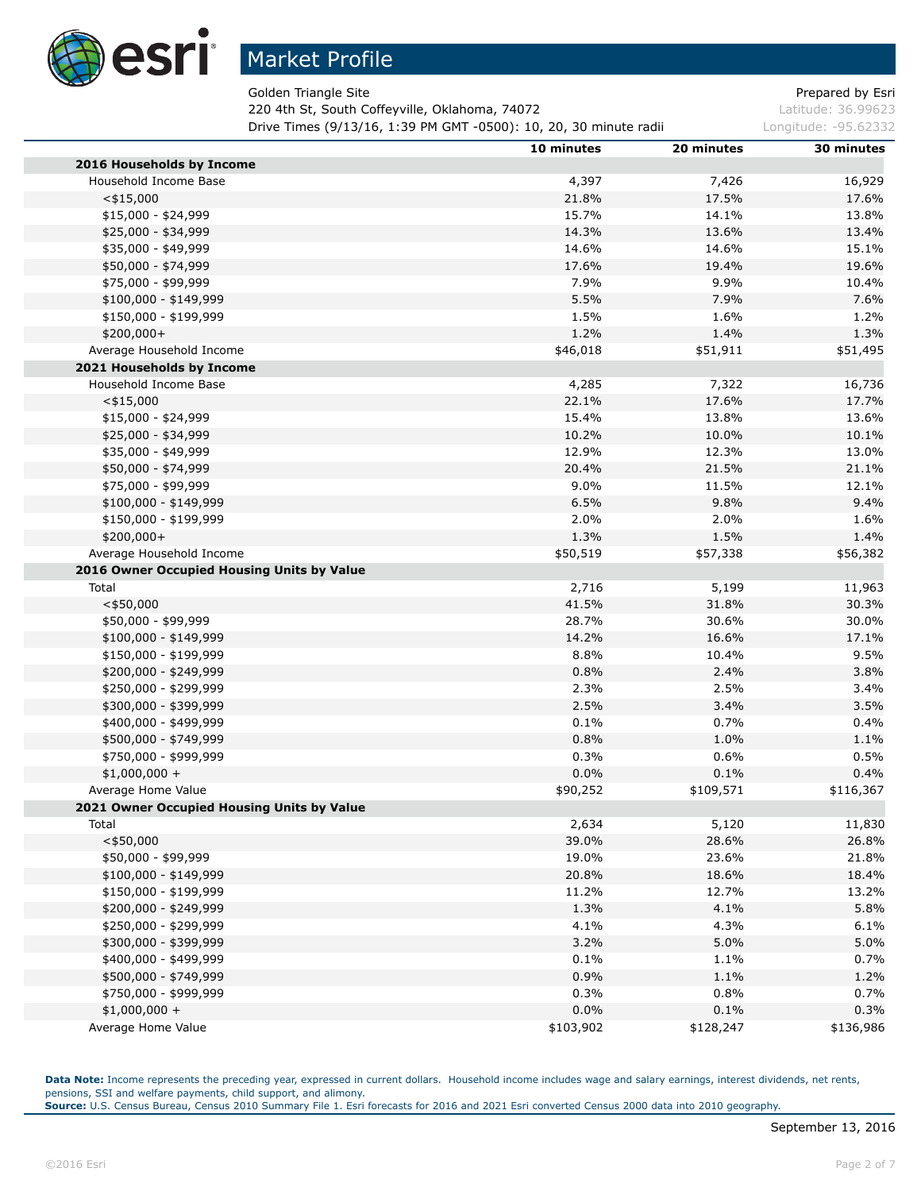# Market Profile

Golden Triangle Site
220 4th St, South Coffeyville, Oklahoma, 74072
Drive Times (9/13/16, 1:39 PM GMT -0500): 10, 20, 30 minute radii

Prepared by Esri
Latitude: 36.99623
Longitude: -95.62332

| | 10 minutes | 20 minutes | 30 minutes |
|---|---|---|---|
| **2016 Households by Income** | | | |
| Household Income Base | 4,397 | 7,426 | 16,929 |
| <$15,000 | 21.8% | 17.5% | 17.6% |
| $15,000 - $24,999 | 15.7% | 14.1% | 13.8% |
| $25,000 - $34,999 | 14.3% | 13.6% | 13.4% |
| $35,000 - $49,999 | 14.6% | 14.6% | 15.1% |
| $50,000 - $74,999 | 17.6% | 19.4% | 19.6% |
| $75,000 - $99,999 | 7.9% | 9.9% | 10.4% |
| $100,000 - $149,999 | 5.5% | 7.9% | 7.6% |
| $150,000 - $199,999 | 1.5% | 1.6% | 1.2% |
| $200,000+ | 1.2% | 1.4% | 1.3% |
| Average Household Income | $46,018 | $51,911 | $51,495 |
| **2021 Households by Income** | | | |
| Household Income Base | 4,285 | 7,322 | 16,736 |
| <$15,000 | 22.1% | 17.6% | 17.7% |
| $15,000 - $24,999 | 15.4% | 13.8% | 13.6% |
| $25,000 - $34,999 | 10.2% | 10.0% | 10.1% |
| $35,000 - $49,999 | 12.9% | 12.3% | 13.0% |
| $50,000 - $74,999 | 20.4% | 21.5% | 21.1% |
| $75,000 - $99,999 | 9.0% | 11.5% | 12.1% |
| $100,000 - $149,999 | 6.5% | 9.8% | 9.4% |
| $150,000 - $199,999 | 2.0% | 2.0% | 1.6% |
| $200,000+ | 1.3% | 1.5% | 1.4% |
| Average Household Income | $50,519 | $57,338 | $56,382 |
| **2016 Owner Occupied Housing Units by Value** | | | |
| Total | 2,716 | 5,199 | 11,963 |
| <$50,000 | 41.5% | 31.8% | 30.3% |
| $50,000 - $99,999 | 28.7% | 30.6% | 30.0% |
| $100,000 - $149,999 | 14.2% | 16.6% | 17.1% |
| $150,000 - $199,999 | 8.8% | 10.4% | 9.5% |
| $200,000 - $249,999 | 0.8% | 2.4% | 3.8% |
| $250,000 - $299,999 | 2.3% | 2.5% | 3.4% |
| $300,000 - $399,999 | 2.5% | 3.4% | 3.5% |
| $400,000 - $499,999 | 0.1% | 0.7% | 0.4% |
| $500,000 - $749,999 | 0.8% | 1.0% | 1.1% |
| $750,000 - $999,999 | 0.3% | 0.6% | 0.5% |
| $1,000,000 + | 0.0% | 0.1% | 0.4% |
| Average Home Value | $90,252 | $109,571 | $116,367 |
| **2021 Owner Occupied Housing Units by Value** | | | |
| Total | 2,634 | 5,120 | 11,830 |
| <$50,000 | 39.0% | 28.6% | 26.8% |
| $50,000 - $99,999 | 19.0% | 23.6% | 21.8% |
| $100,000 - $149,999 | 20.8% | 18.6% | 18.4% |
| $150,000 - $199,999 | 11.2% | 12.7% | 13.2% |
| $200,000 - $249,999 | 1.3% | 4.1% | 5.8% |
| $250,000 - $299,999 | 4.1% | 4.3% | 6.1% |
| $300,000 - $399,999 | 3.2% | 5.0% | 5.0% |
| $400,000 - $499,999 | 0.1% | 1.1% | 0.7% |
| $500,000 - $749,999 | 0.9% | 1.1% | 1.2% |
| $750,000 - $999,999 | 0.3% | 0.8% | 0.7% |
| $1,000,000 + | 0.0% | 0.1% | 0.3% |
| Average Home Value | $103,902 | $128,247 | $136,986 |

**Data Note:** Income represents the preceding year, expressed in current dollars. Household income includes wage and salary earnings, interest dividends, net rents, pensions, SSI and welfare payments, child support, and alimony.
**Source:** U.S. Census Bureau, Census 2010 Summary File 1. Esri forecasts for 2016 and 2021 Esri converted Census 2000 data into 2010 geography.

September 13, 2016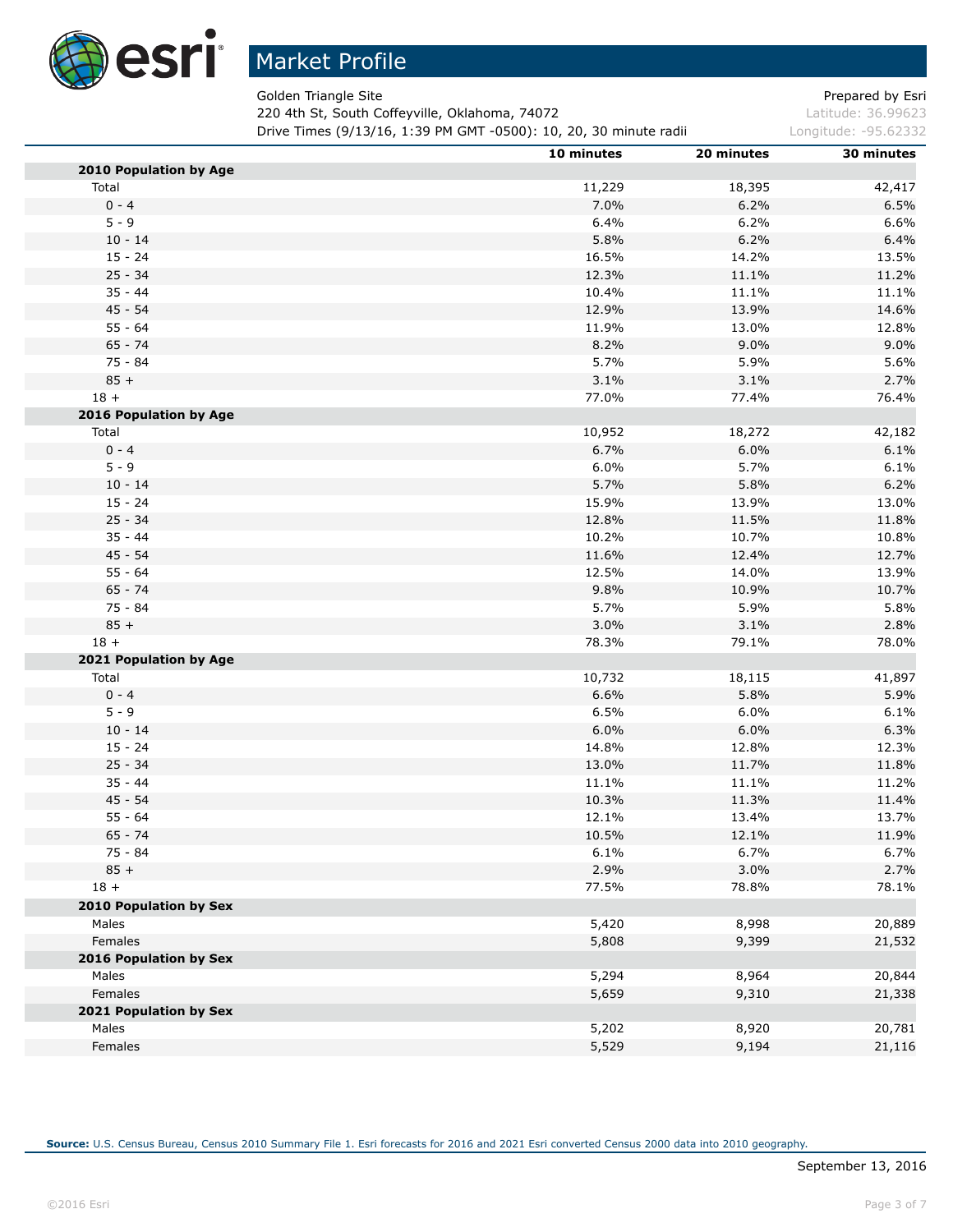# Market Profile

Golden Triangle Site
220 4th St, South Coffeyville, Oklahoma, 74072
Drive Times (9/13/16, 1:39 PM GMT -0500): 10, 20, 30 minute radii

Prepared by Esri
Latitude: 36.99623
Longitude: -95.62332

| | 10 minutes | 20 minutes | 30 minutes |
|---|---|---|---|
| **2010 Population by Age** | | | |
| Total | 11,229 | 18,395 | 42,417 |
| 0 - 4 | 7.0% | 6.2% | 6.5% |
| 5 - 9 | 6.4% | 6.2% | 6.6% |
| 10 - 14 | 5.8% | 6.2% | 6.4% |
| 15 - 24 | 16.5% | 14.2% | 13.5% |
| 25 - 34 | 12.3% | 11.1% | 11.2% |
| 35 - 44 | 10.4% | 11.1% | 11.1% |
| 45 - 54 | 12.9% | 13.9% | 14.6% |
| 55 - 64 | 11.9% | 13.0% | 12.8% |
| 65 - 74 | 8.2% | 9.0% | 9.0% |
| 75 - 84 | 5.7% | 5.9% | 5.6% |
| 85 + | 3.1% | 3.1% | 2.7% |
| 18 + | 77.0% | 77.4% | 76.4% |
| **2016 Population by Age** | | | |
| Total | 10,952 | 18,272 | 42,182 |
| 0 - 4 | 6.7% | 6.0% | 6.1% |
| 5 - 9 | 6.0% | 5.7% | 6.1% |
| 10 - 14 | 5.7% | 5.8% | 6.2% |
| 15 - 24 | 15.9% | 13.9% | 13.0% |
| 25 - 34 | 12.8% | 11.5% | 11.8% |
| 35 - 44 | 10.2% | 10.7% | 10.8% |
| 45 - 54 | 11.6% | 12.4% | 12.7% |
| 55 - 64 | 12.5% | 14.0% | 13.9% |
| 65 - 74 | 9.8% | 10.9% | 10.7% |
| 75 - 84 | 5.7% | 5.9% | 5.8% |
| 85 + | 3.0% | 3.1% | 2.8% |
| 18 + | 78.3% | 79.1% | 78.0% |
| **2021 Population by Age** | | | |
| Total | 10,732 | 18,115 | 41,897 |
| 0 - 4 | 6.6% | 5.8% | 5.9% |
| 5 - 9 | 6.5% | 6.0% | 6.1% |
| 10 - 14 | 6.0% | 6.0% | 6.3% |
| 15 - 24 | 14.8% | 12.8% | 12.3% |
| 25 - 34 | 13.0% | 11.7% | 11.8% |
| 35 - 44 | 11.1% | 11.1% | 11.2% |
| 45 - 54 | 10.3% | 11.3% | 11.4% |
| 55 - 64 | 12.1% | 13.4% | 13.7% |
| 65 - 74 | 10.5% | 12.1% | 11.9% |
| 75 - 84 | 6.1% | 6.7% | 6.7% |
| 85 + | 2.9% | 3.0% | 2.7% |
| 18 + | 77.5% | 78.8% | 78.1% |
| **2010 Population by Sex** | | | |
| Males | 5,420 | 8,998 | 20,889 |
| Females | 5,808 | 9,399 | 21,532 |
| **2016 Population by Sex** | | | |
| Males | 5,294 | 8,964 | 20,844 |
| Females | 5,659 | 9,310 | 21,338 |
| **2021 Population by Sex** | | | |
| Males | 5,202 | 8,920 | 20,781 |
| Females | 5,529 | 9,194 | 21,116 |

**Source:** U.S. Census Bureau, Census 2010 Summary File 1. Esri forecasts for 2016 and 2021 Esri converted Census 2000 data into 2010 geography.

September 13, 2016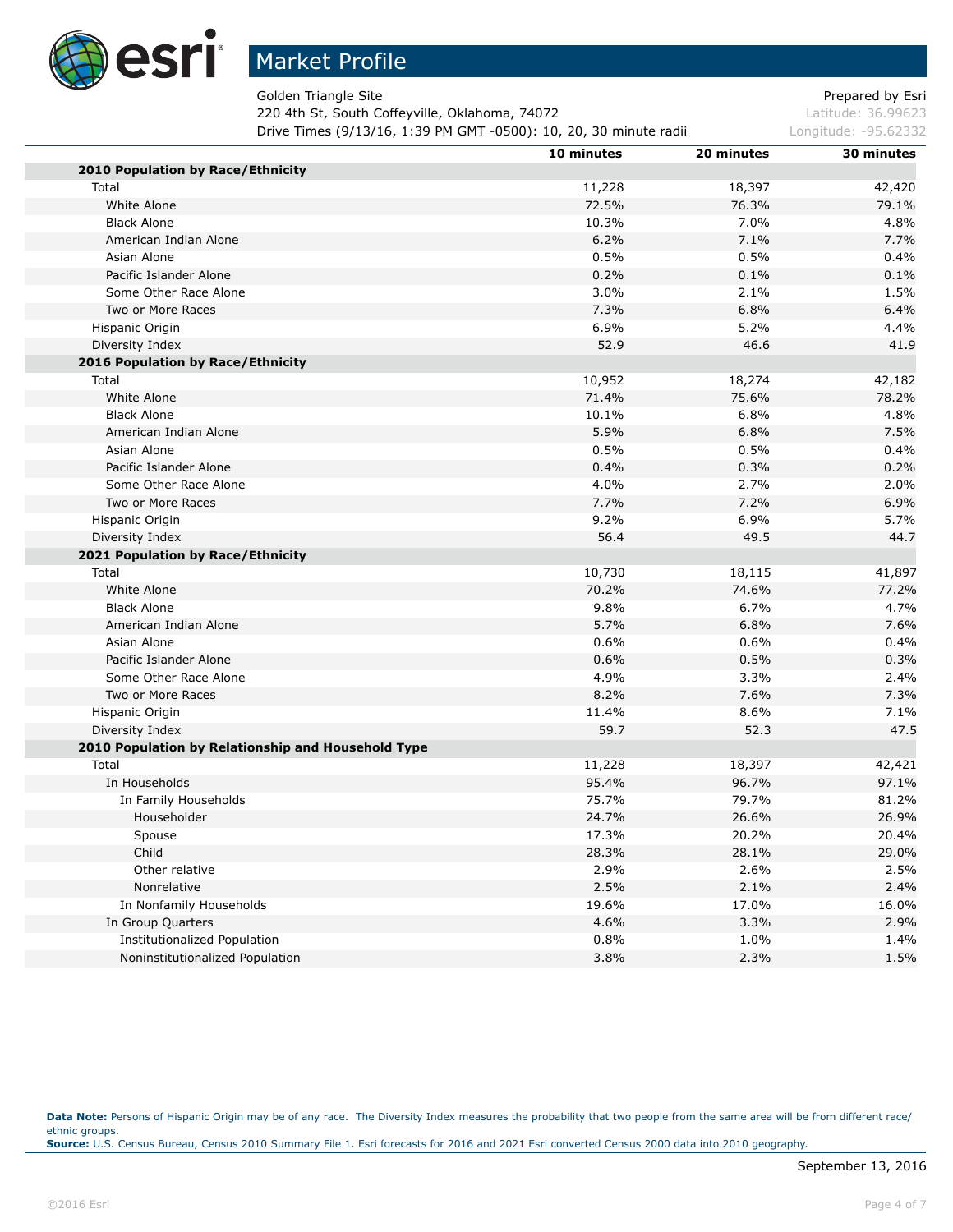# Market Profile

Golden Triangle Site
220 4th St, South Coffeyville, Oklahoma, 74072
Drive Times (9/13/16, 1:39 PM GMT -0500): 10, 20, 30 minute radii

Prepared by Esri
Latitude: 36.99623
Longitude: -95.62332

| | 10 minutes | 20 minutes | 30 minutes |
|---|---|---|---|
| **2010 Population by Race/Ethnicity** | | | |
| Total | 11,228 | 18,397 | 42,420 |
| White Alone | 72.5% | 76.3% | 79.1% |
| Black Alone | 10.3% | 7.0% | 4.8% |
| American Indian Alone | 6.2% | 7.1% | 7.7% |
| Asian Alone | 0.5% | 0.5% | 0.4% |
| Pacific Islander Alone | 0.2% | 0.1% | 0.1% |
| Some Other Race Alone | 3.0% | 2.1% | 1.5% |
| Two or More Races | 7.3% | 6.8% | 6.4% |
| Hispanic Origin | 6.9% | 5.2% | 4.4% |
| Diversity Index | 52.9 | 46.6 | 41.9 |
| **2016 Population by Race/Ethnicity** | | | |
| Total | 10,952 | 18,274 | 42,182 |
| White Alone | 71.4% | 75.6% | 78.2% |
| Black Alone | 10.1% | 6.8% | 4.8% |
| American Indian Alone | 5.9% | 6.8% | 7.5% |
| Asian Alone | 0.5% | 0.5% | 0.4% |
| Pacific Islander Alone | 0.4% | 0.3% | 0.2% |
| Some Other Race Alone | 4.0% | 2.7% | 2.0% |
| Two or More Races | 7.7% | 7.2% | 6.9% |
| Hispanic Origin | 9.2% | 6.9% | 5.7% |
| Diversity Index | 56.4 | 49.5 | 44.7 |
| **2021 Population by Race/Ethnicity** | | | |
| Total | 10,730 | 18,115 | 41,897 |
| White Alone | 70.2% | 74.6% | 77.2% |
| Black Alone | 9.8% | 6.7% | 4.7% |
| American Indian Alone | 5.7% | 6.8% | 7.6% |
| Asian Alone | 0.6% | 0.6% | 0.4% |
| Pacific Islander Alone | 0.6% | 0.5% | 0.3% |
| Some Other Race Alone | 4.9% | 3.3% | 2.4% |
| Two or More Races | 8.2% | 7.6% | 7.3% |
| Hispanic Origin | 11.4% | 8.6% | 7.1% |
| Diversity Index | 59.7 | 52.3 | 47.5 |
| **2010 Population by Relationship and Household Type** | | | |
| Total | 11,228 | 18,397 | 42,421 |
| In Households | 95.4% | 96.7% | 97.1% |
| In Family Households | 75.7% | 79.7% | 81.2% |
| Householder | 24.7% | 26.6% | 26.9% |
| Spouse | 17.3% | 20.2% | 20.4% |
| Child | 28.3% | 28.1% | 29.0% |
| Other relative | 2.9% | 2.6% | 2.5% |
| Nonrelative | 2.5% | 2.1% | 2.4% |
| In Nonfamily Households | 19.6% | 17.0% | 16.0% |
| In Group Quarters | 4.6% | 3.3% | 2.9% |
| Institutionalized Population | 0.8% | 1.0% | 1.4% |
| Noninstitutionalized Population | 3.8% | 2.3% | 1.5% |

**Data Note:** Persons of Hispanic Origin may be of any race. The Diversity Index measures the probability that two people from the same area will be from different race/ethnic groups.
**Source:** U.S. Census Bureau, Census 2010 Summary File 1. Esri forecasts for 2016 and 2021 Esri converted Census 2000 data into 2010 geography.

September 13, 2016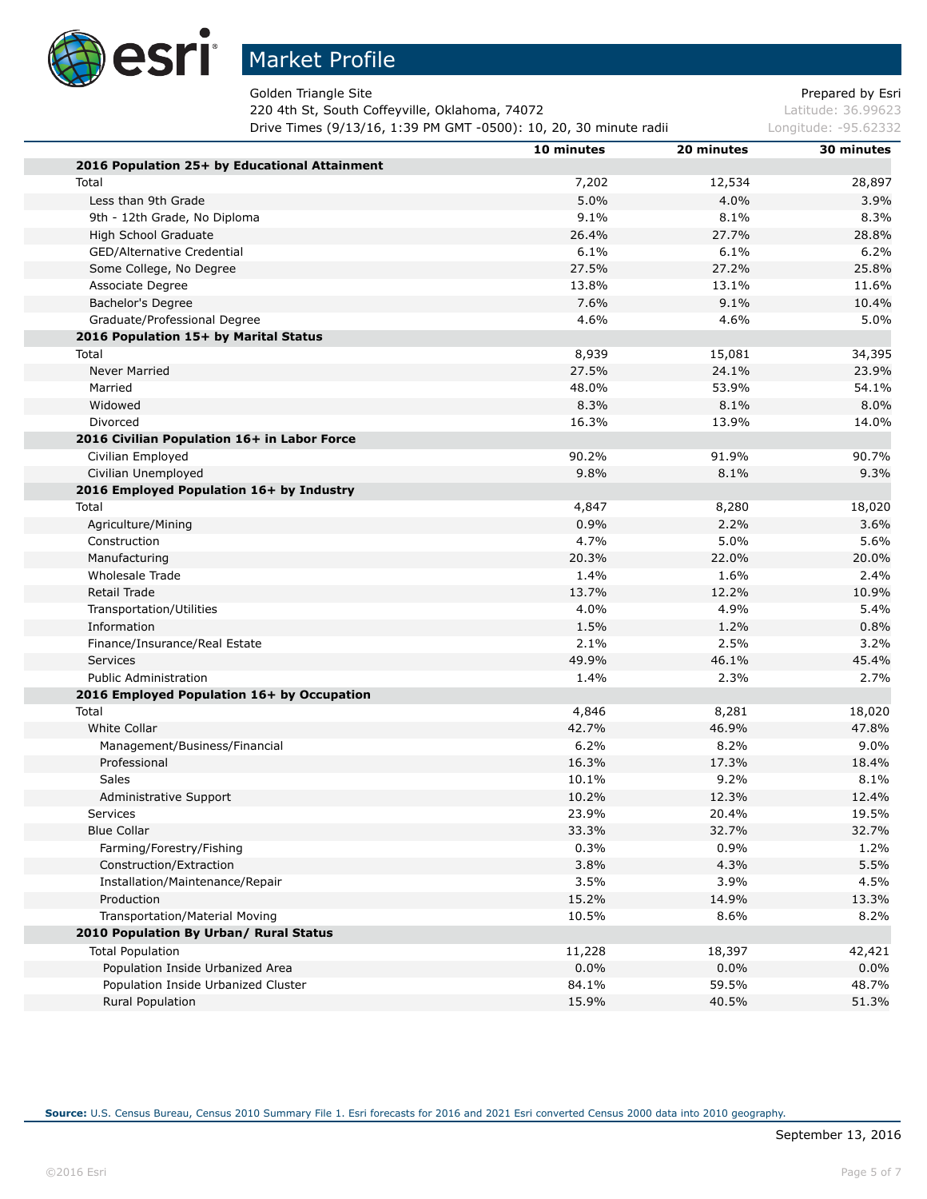# Market Profile

Golden Triangle Site
220 4th St, South Coffeyville, Oklahoma, 74072
Drive Times (9/13/16, 1:39 PM GMT -0500): 10, 20, 30 minute radii

Prepared by Esri
Latitude: 36.99623
Longitude: -95.62332

| | 10 minutes | 20 minutes | 30 minutes |
|---|---|---|---|
| **2016 Population 25+ by Educational Attainment** | | | |
| Total | 7,202 | 12,534 | 28,897 |
| Less than 9th Grade | 5.0% | 4.0% | 3.9% |
| 9th - 12th Grade, No Diploma | 9.1% | 8.1% | 8.3% |
| High School Graduate | 26.4% | 27.7% | 28.8% |
| GED/Alternative Credential | 6.1% | 6.1% | 6.2% |
| Some College, No Degree | 27.5% | 27.2% | 25.8% |
| Associate Degree | 13.8% | 13.1% | 11.6% |
| Bachelor's Degree | 7.6% | 9.1% | 10.4% |
| Graduate/Professional Degree | 4.6% | 4.6% | 5.0% |
| **2016 Population 15+ by Marital Status** | | | |
| Total | 8,939 | 15,081 | 34,395 |
| Never Married | 27.5% | 24.1% | 23.9% |
| Married | 48.0% | 53.9% | 54.1% |
| Widowed | 8.3% | 8.1% | 8.0% |
| Divorced | 16.3% | 13.9% | 14.0% |
| **2016 Civilian Population 16+ in Labor Force** | | | |
| Civilian Employed | 90.2% | 91.9% | 90.7% |
| Civilian Unemployed | 9.8% | 8.1% | 9.3% |
| **2016 Employed Population 16+ by Industry** | | | |
| Total | 4,847 | 8,280 | 18,020 |
| Agriculture/Mining | 0.9% | 2.2% | 3.6% |
| Construction | 4.7% | 5.0% | 5.6% |
| Manufacturing | 20.3% | 22.0% | 20.0% |
| Wholesale Trade | 1.4% | 1.6% | 2.4% |
| Retail Trade | 13.7% | 12.2% | 10.9% |
| Transportation/Utilities | 4.0% | 4.9% | 5.4% |
| Information | 1.5% | 1.2% | 0.8% |
| Finance/Insurance/Real Estate | 2.1% | 2.5% | 3.2% |
| Services | 49.9% | 46.1% | 45.4% |
| Public Administration | 1.4% | 2.3% | 2.7% |
| **2016 Employed Population 16+ by Occupation** | | | |
| Total | 4,846 | 8,281 | 18,020 |
| White Collar | 42.7% | 46.9% | 47.8% |
| Management/Business/Financial | 6.2% | 8.2% | 9.0% |
| Professional | 16.3% | 17.3% | 18.4% |
| Sales | 10.1% | 9.2% | 8.1% |
| Administrative Support | 10.2% | 12.3% | 12.4% |
| Services | 23.9% | 20.4% | 19.5% |
| Blue Collar | 33.3% | 32.7% | 32.7% |
| Farming/Forestry/Fishing | 0.3% | 0.9% | 1.2% |
| Construction/Extraction | 3.8% | 4.3% | 5.5% |
| Installation/Maintenance/Repair | 3.5% | 3.9% | 4.5% |
| Production | 15.2% | 14.9% | 13.3% |
| Transportation/Material Moving | 10.5% | 8.6% | 8.2% |
| **2010 Population By Urban/ Rural Status** | | | |
| Total Population | 11,228 | 18,397 | 42,421 |
| Population Inside Urbanized Area | 0.0% | 0.0% | 0.0% |
| Population Inside Urbanized Cluster | 84.1% | 59.5% | 48.7% |
| Rural Population | 15.9% | 40.5% | 51.3% |

**Source:** U.S. Census Bureau, Census 2010 Summary File 1. Esri forecasts for 2016 and 2021 Esri converted Census 2000 data into 2010 geography.

September 13, 2016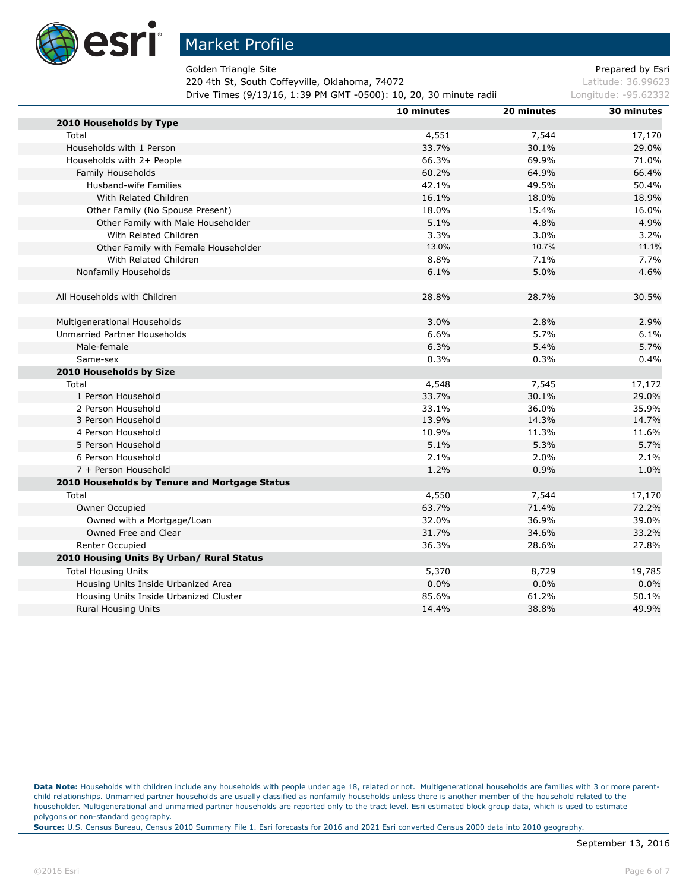# Market Profile

Golden Triangle Site
220 4th St, South Coffeyville, Oklahoma, 74072
Drive Times (9/13/16, 1:39 PM GMT -0500): 10, 20, 30 minute radii

Prepared by Esri
Latitude: 36.99623
Longitude: -95.62332

| | 10 minutes | 20 minutes | 30 minutes |
|---|---|---|---|
| **2010 Households by Type** | | | |
| Total | 4,551 | 7,544 | 17,170 |
| Households with 1 Person | 33.7% | 30.1% | 29.0% |
| Households with 2+ People | 66.3% | 69.9% | 71.0% |
| Family Households | 60.2% | 64.9% | 66.4% |
| Husband-wife Families | 42.1% | 49.5% | 50.4% |
| With Related Children | 16.1% | 18.0% | 18.9% |
| Other Family (No Spouse Present) | 18.0% | 15.4% | 16.0% |
| Other Family with Male Householder | 5.1% | 4.8% | 4.9% |
| With Related Children | 3.3% | 3.0% | 3.2% |
| Other Family with Female Householder | 13.0% | 10.7% | 11.1% |
| With Related Children | 8.8% | 7.1% | 7.7% |
| Nonfamily Households | 6.1% | 5.0% | 4.6% |
| | | | |
| All Households with Children | 28.8% | 28.7% | 30.5% |
| | | | |
| Multigenerational Households | 3.0% | 2.8% | 2.9% |
| Unmarried Partner Households | 6.6% | 5.7% | 6.1% |
| Male-female | 6.3% | 5.4% | 5.7% |
| Same-sex | 0.3% | 0.3% | 0.4% |
| **2010 Households by Size** | | | |
| Total | 4,548 | 7,545 | 17,172 |
| 1 Person Household | 33.7% | 30.1% | 29.0% |
| 2 Person Household | 33.1% | 36.0% | 35.9% |
| 3 Person Household | 13.9% | 14.3% | 14.7% |
| 4 Person Household | 10.9% | 11.3% | 11.6% |
| 5 Person Household | 5.1% | 5.3% | 5.7% |
| 6 Person Household | 2.1% | 2.0% | 2.1% |
| 7 + Person Household | 1.2% | 0.9% | 1.0% |
| **2010 Households by Tenure and Mortgage Status** | | | |
| Total | 4,550 | 7,544 | 17,170 |
| Owner Occupied | 63.7% | 71.4% | 72.2% |
| Owned with a Mortgage/Loan | 32.0% | 36.9% | 39.0% |
| Owned Free and Clear | 31.7% | 34.6% | 33.2% |
| Renter Occupied | 36.3% | 28.6% | 27.8% |
| **2010 Housing Units By Urban/ Rural Status** | | | |
| Total Housing Units | 5,370 | 8,729 | 19,785 |
| Housing Units Inside Urbanized Area | 0.0% | 0.0% | 0.0% |
| Housing Units Inside Urbanized Cluster | 85.6% | 61.2% | 50.1% |
| Rural Housing Units | 14.4% | 38.8% | 49.9% |

**Data Note:** Households with children include any households with people under age 18, related or not. Multigenerational households are families with 3 or more parent-child relationships. Unmarried partner households are usually classified as nonfamily households unless there is another member of the household related to the householder. Multigenerational and unmarried partner households are reported only to the tract level. Esri estimated block group data, which is used to estimate polygons or non-standard geography.

**Source:** U.S. Census Bureau, Census 2010 Summary File 1. Esri forecasts for 2016 and 2021 Esri converted Census 2000 data into 2010 geography.

September 13, 2016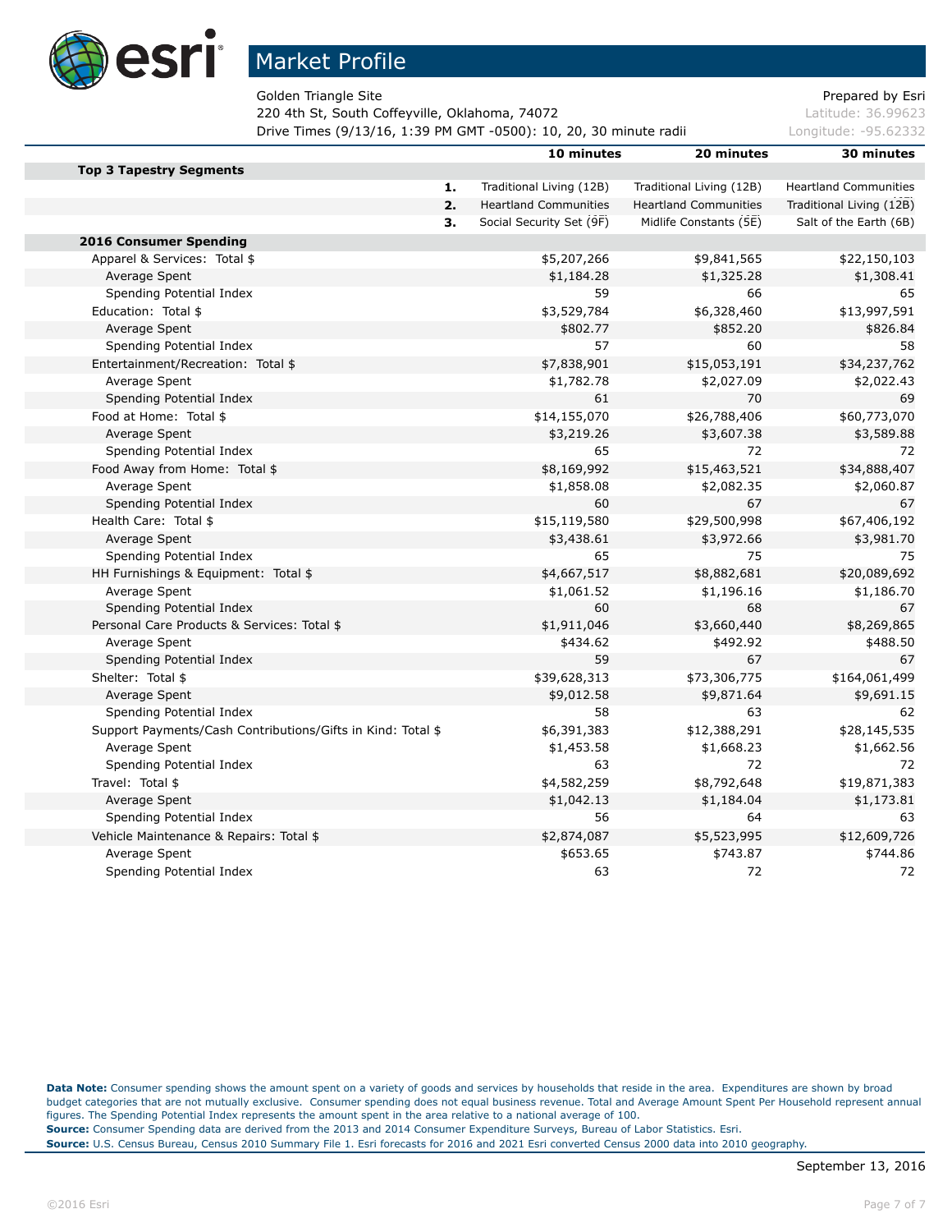# Market Profile

Golden Triangle Site
220 4th St, South Coffeyville, Oklahoma, 74072
Drive Times (9/13/16, 1:39 PM GMT -0500): 10, 20, 30 minute radii

Prepared by Esri
Latitude: 36.99623
Longitude: -95.62332

| | | 10 minutes | 20 minutes | 30 minutes |
|---|---|---|---|---|
| **Top 3 Tapestry Segments** | | | | |
| | **1.** | Traditional Living (12B) | Traditional Living (12B) | Heartland Communities |
| | **2.** | Heartland Communities | Heartland Communities | Traditional Living (12B) |
| | **3.** | Social Security Set (9F) | Midlife Constants (5E) | Salt of the Earth (6B) |
| **2016 Consumer Spending** | | | | |
| Apparel & Services: Total $ | | $5,207,266 | $9,841,565 | $22,150,103 |
| Average Spent | | $1,184.28 | $1,325.28 | $1,308.41 |
| Spending Potential Index | | 59 | 66 | 65 |
| Education: Total $ | | $3,529,784 | $6,328,460 | $13,997,591 |
| Average Spent | | $802.77 | $852.20 | $826.84 |
| Spending Potential Index | | 57 | 60 | 58 |
| Entertainment/Recreation: Total $ | | $7,838,901 | $15,053,191 | $34,237,762 |
| Average Spent | | $1,782.78 | $2,027.09 | $2,022.43 |
| Spending Potential Index | | 61 | 70 | 69 |
| Food at Home: Total $ | | $14,155,070 | $26,788,406 | $60,773,070 |
| Average Spent | | $3,219.26 | $3,607.38 | $3,589.88 |
| Spending Potential Index | | 65 | 72 | 72 |
| Food Away from Home: Total $ | | $8,169,992 | $15,463,521 | $34,888,407 |
| Average Spent | | $1,858.08 | $2,082.35 | $2,060.87 |
| Spending Potential Index | | 60 | 67 | 67 |
| Health Care: Total $ | | $15,119,580 | $29,500,998 | $67,406,192 |
| Average Spent | | $3,438.61 | $3,972.66 | $3,981.70 |
| Spending Potential Index | | 65 | 75 | 75 |
| HH Furnishings & Equipment: Total $ | | $4,667,517 | $8,882,681 | $20,089,692 |
| Average Spent | | $1,061.52 | $1,196.16 | $1,186.70 |
| Spending Potential Index | | 60 | 68 | 67 |
| Personal Care Products & Services: Total $ | | $1,911,046 | $3,660,440 | $8,269,865 |
| Average Spent | | $434.62 | $492.92 | $488.50 |
| Spending Potential Index | | 59 | 67 | 67 |
| Shelter: Total $ | | $39,628,313 | $73,306,775 | $164,061,499 |
| Average Spent | | $9,012.58 | $9,871.64 | $9,691.15 |
| Spending Potential Index | | 58 | 63 | 62 |
| Support Payments/Cash Contributions/Gifts in Kind: Total $ | | $6,391,383 | $12,388,291 | $28,145,535 |
| Average Spent | | $1,453.58 | $1,668.23 | $1,662.56 |
| Spending Potential Index | | 63 | 72 | 72 |
| Travel: Total $ | | $4,582,259 | $8,792,648 | $19,871,383 |
| Average Spent | | $1,042.13 | $1,184.04 | $1,173.81 |
| Spending Potential Index | | 56 | 64 | 63 |
| Vehicle Maintenance & Repairs: Total $ | | $2,874,087 | $5,523,995 | $12,609,726 |
| Average Spent | | $653.65 | $743.87 | $744.86 |
| Spending Potential Index | | 63 | 72 | 72 |

**Data Note:** Consumer spending shows the amount spent on a variety of goods and services by households that reside in the area. Expenditures are shown by broad budget categories that are not mutually exclusive. Consumer spending does not equal business revenue. Total and Average Amount Spent Per Household represent annual figures. The Spending Potential Index represents the amount spent in the area relative to a national average of 100.
**Source:** Consumer Spending data are derived from the 2013 and 2014 Consumer Expenditure Surveys, Bureau of Labor Statistics. Esri.
**Source:** U.S. Census Bureau, Census 2010 Summary File 1. Esri forecasts for 2016 and 2021 Esri converted Census 2000 data into 2010 geography.

September 13, 2016